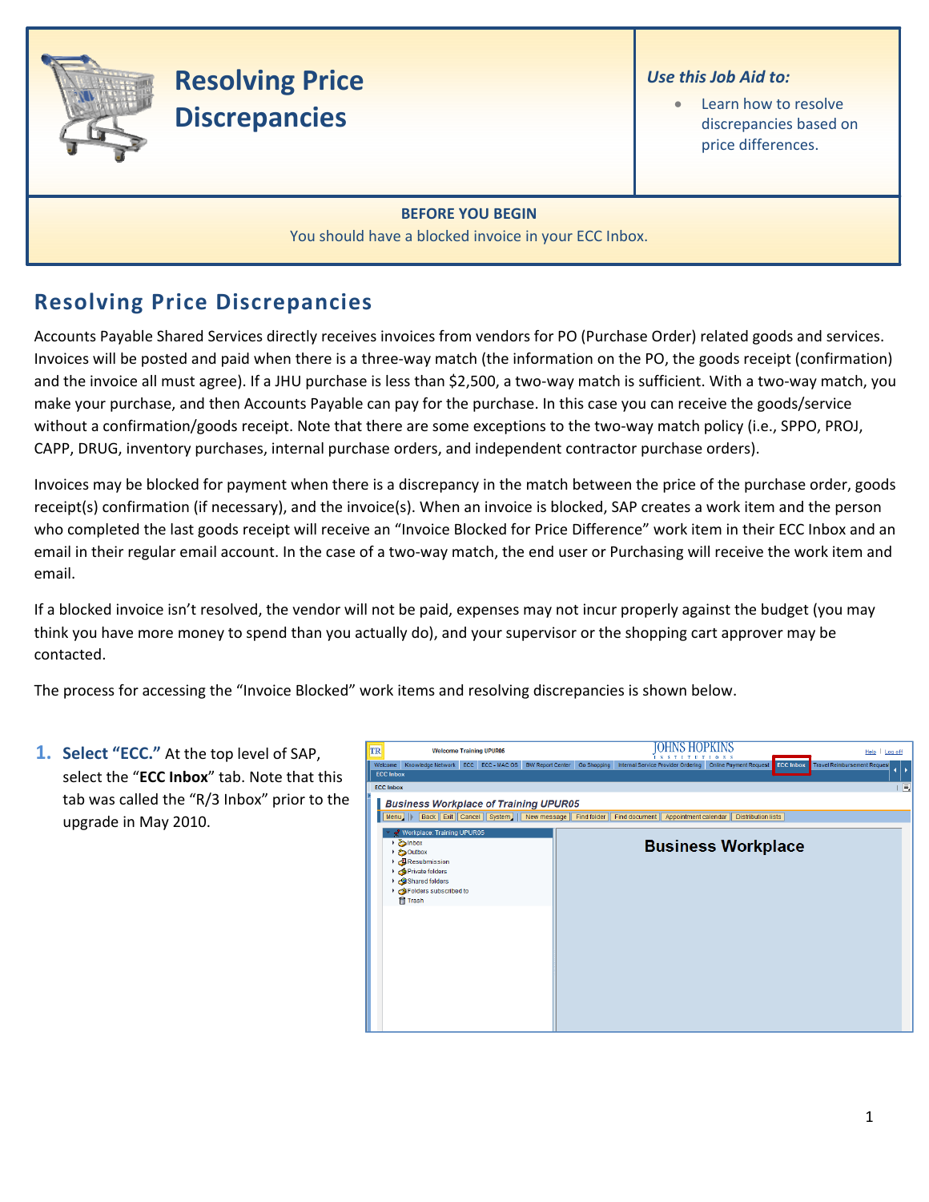# Resolving Price Discrepancies

*Use this Job Aid to:*

- Learn how to resolve discrepancies based on price differences.

**BEFORE YOU BEGIN**

You should have a blocked invoice in your ECC Inbox.

## Resolving Price Discrepancies

Accounts Payable Shared Services directly receives invoices from vendors for PO (Purchase Order) related goods and services. Invoices will be posted and paid when there is a three-way match (the information on the PO, the goods receipt (confirmation) and the invoice all must agree). If a JHU purchase is less than $2,500, a two-way match is sufficient. With a two-way match, you make your purchase, and then Accounts Payable can pay for the purchase. In this case you can receive the goods/service without a confirmation/goods receipt. Note that there are some exceptions to the two-way match policy (i.e., SPPO, PROJ, CAPP, DRUG, inventory purchases, internal purchase orders, and independent contractor purchase orders).

Invoices may be blocked for payment when there is a discrepancy in the match between the price of the purchase order, goods receipt(s) confirmation (if necessary), and the invoice(s). When an invoice is blocked, SAP creates a work item and the person who completed the last goods receipt will receive an "Invoice Blocked for Price Difference" work item in their ECC Inbox and an email in their regular email account. In the case of a two-way match, the end user or Purchasing will receive the work item and email.

If a blocked invoice isn't resolved, the vendor will not be paid, expenses may not incur properly against the budget (you may think you have more money to spend than you actually do), and your supervisor or the shopping cart approver may be contacted.

The process for accessing the "Invoice Blocked" work items and resolving discrepancies is shown below.

1. **Select "ECC."** At the top level of SAP, select the "**ECC Inbox**" tab. Note that this tab was called the "R/3 Inbox" prior to the upgrade in May 2010.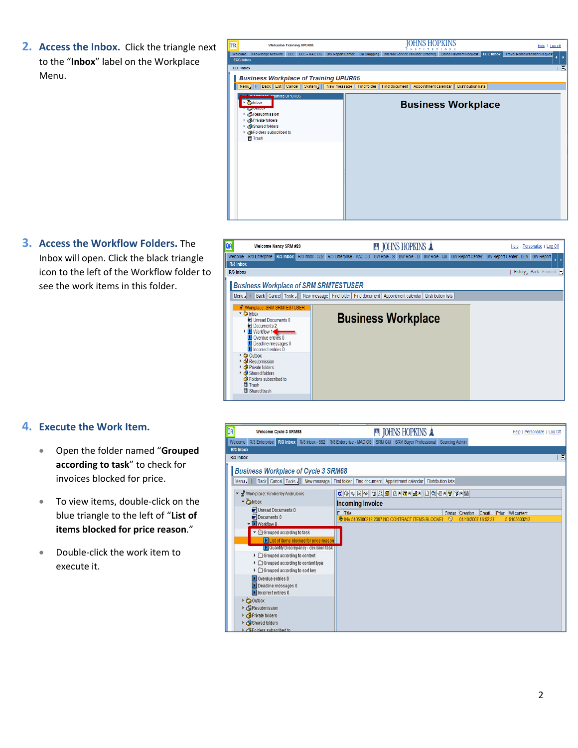2. **Access the Inbox.** Click the triangle next to the "**Inbox**" label on the Workplace Menu.

3. **Access the Workflow Folders.** The Inbox will open. Click the black triangle icon to the left of the Workflow folder to see the work items in this folder.

4. **Execute the Work Item.**

    - Open the folder named "**Grouped according to task**" to check for invoices blocked for price.
    - To view items, double-click on the blue triangle to the left of "**List of items blocked for price reason**."
    - Double-click the work item to execute it.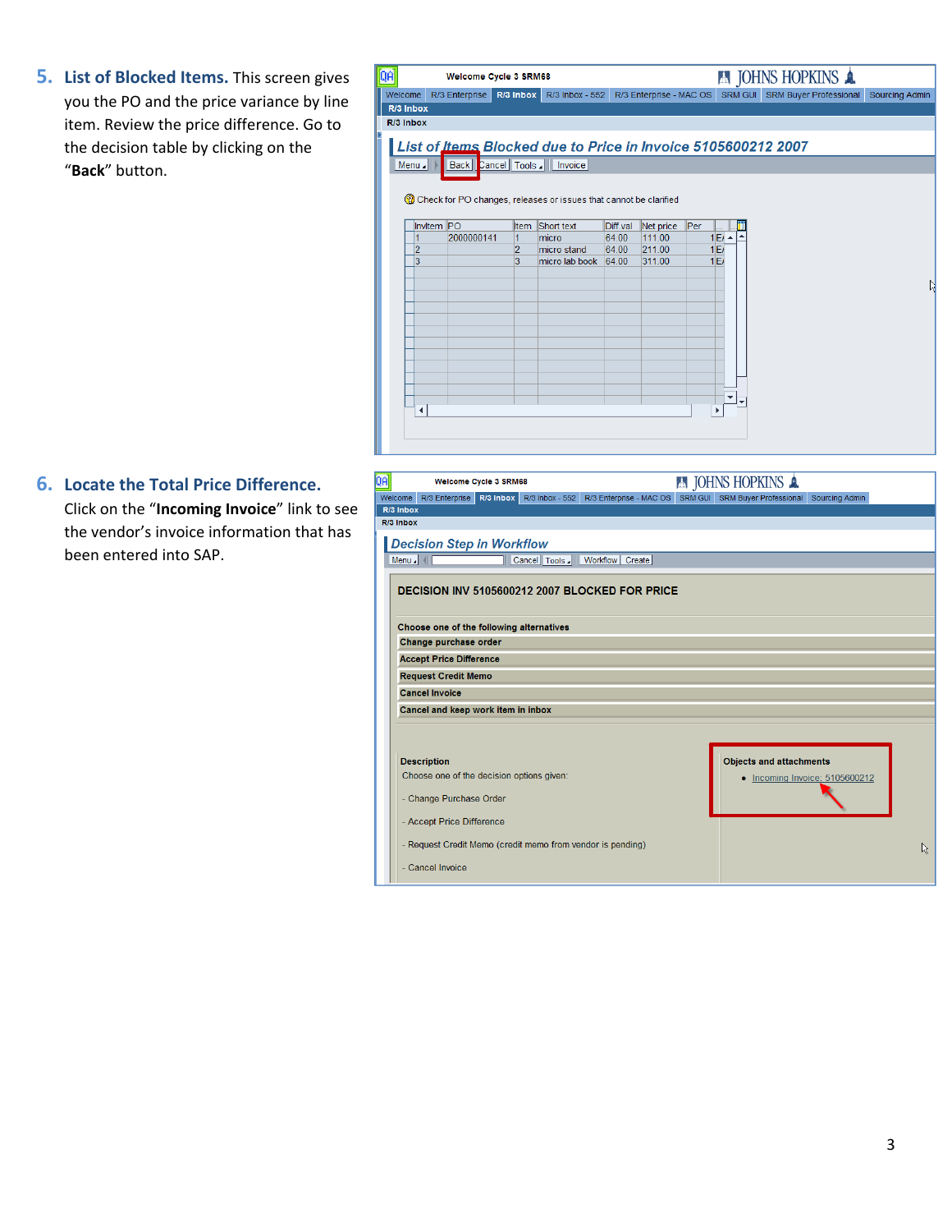5. **List of Blocked Items.** This screen gives you the PO and the price variance by line item. Review the price difference. Go to the decision table by clicking on the "**Back**" button.

6. **Locate the Total Price Difference.** Click on the "**Incoming Invoice**" link to see the vendor's invoice information that has been entered into SAP.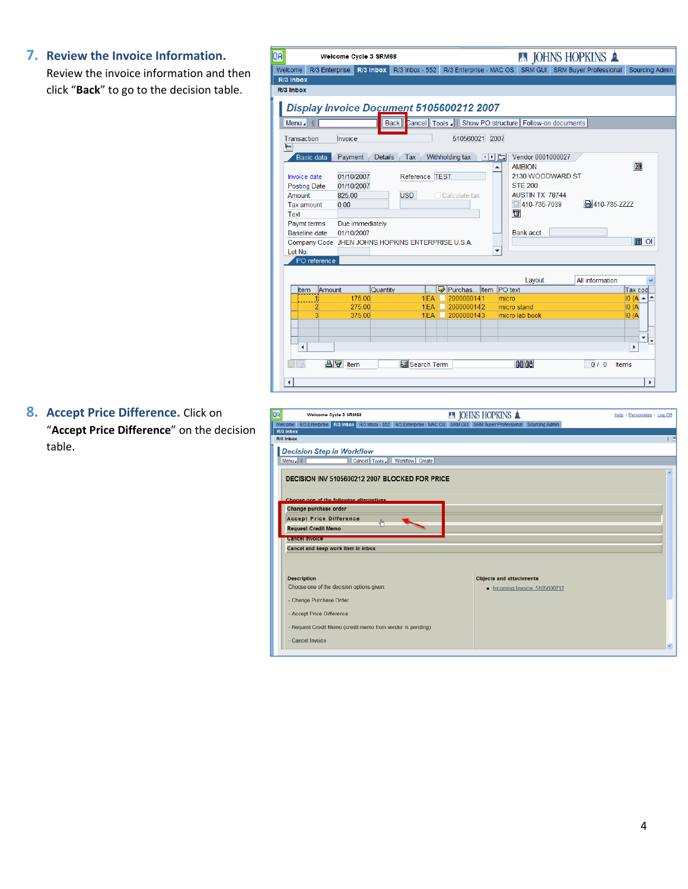7. **Review the Invoice Information.** Review the invoice information and then click "**Back**" to go to the decision table.

8. **Accept Price Difference.** Click on "**Accept Price Difference**" on the decision table.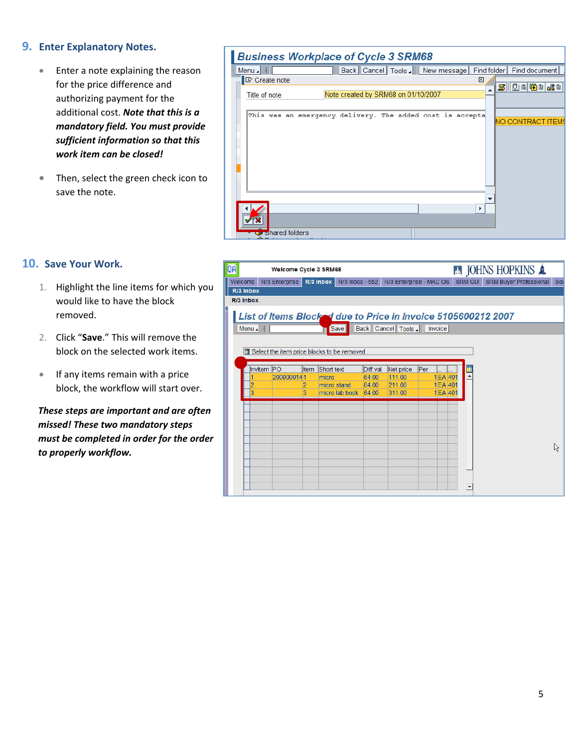## 9. Enter Explanatory Notes.

- Enter a note explaining the reason for the price difference and authorizing payment for the additional cost. ***Note that this is a mandatory field. You must provide sufficient information so that this work item can be closed!***
- Then, select the green check icon to save the note.

## 10. Save Your Work.

1. Highlight the line items for which you would like to have the block removed.
2. Click "**Save**." This will remove the block on the selected work items.

- If any items remain with a price block, the workflow will start over.

***These steps are important and are often missed! These two mandatory steps must be completed in order for the order to properly workflow.***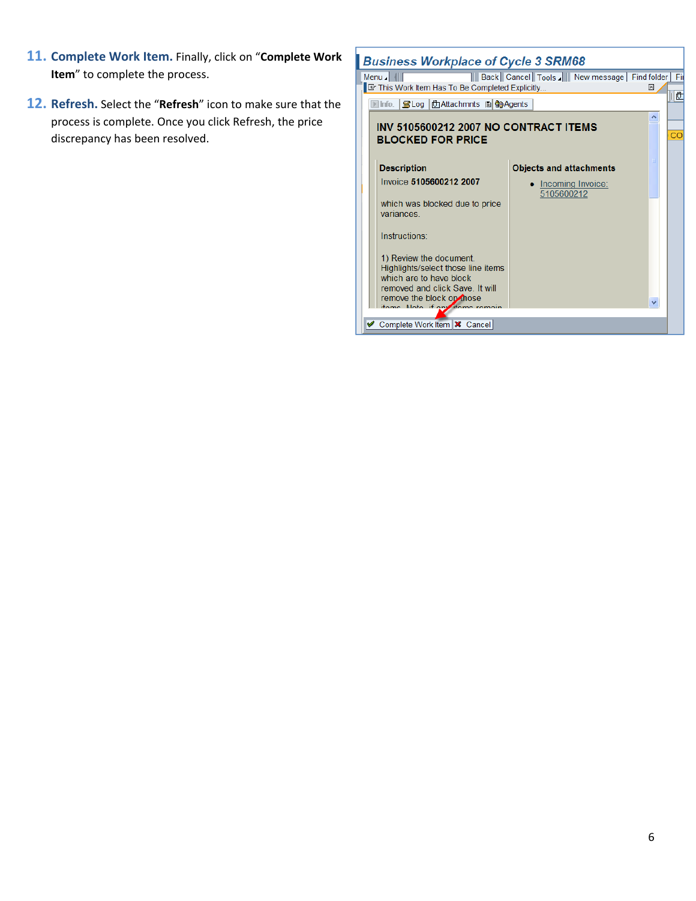11. **Complete Work Item.** Finally, click on "**Complete Work Item**" to complete the process.

12. **Refresh.** Select the "**Refresh**" icon to make sure that the process is complete. Once you click Refresh, the price discrepancy has been resolved.